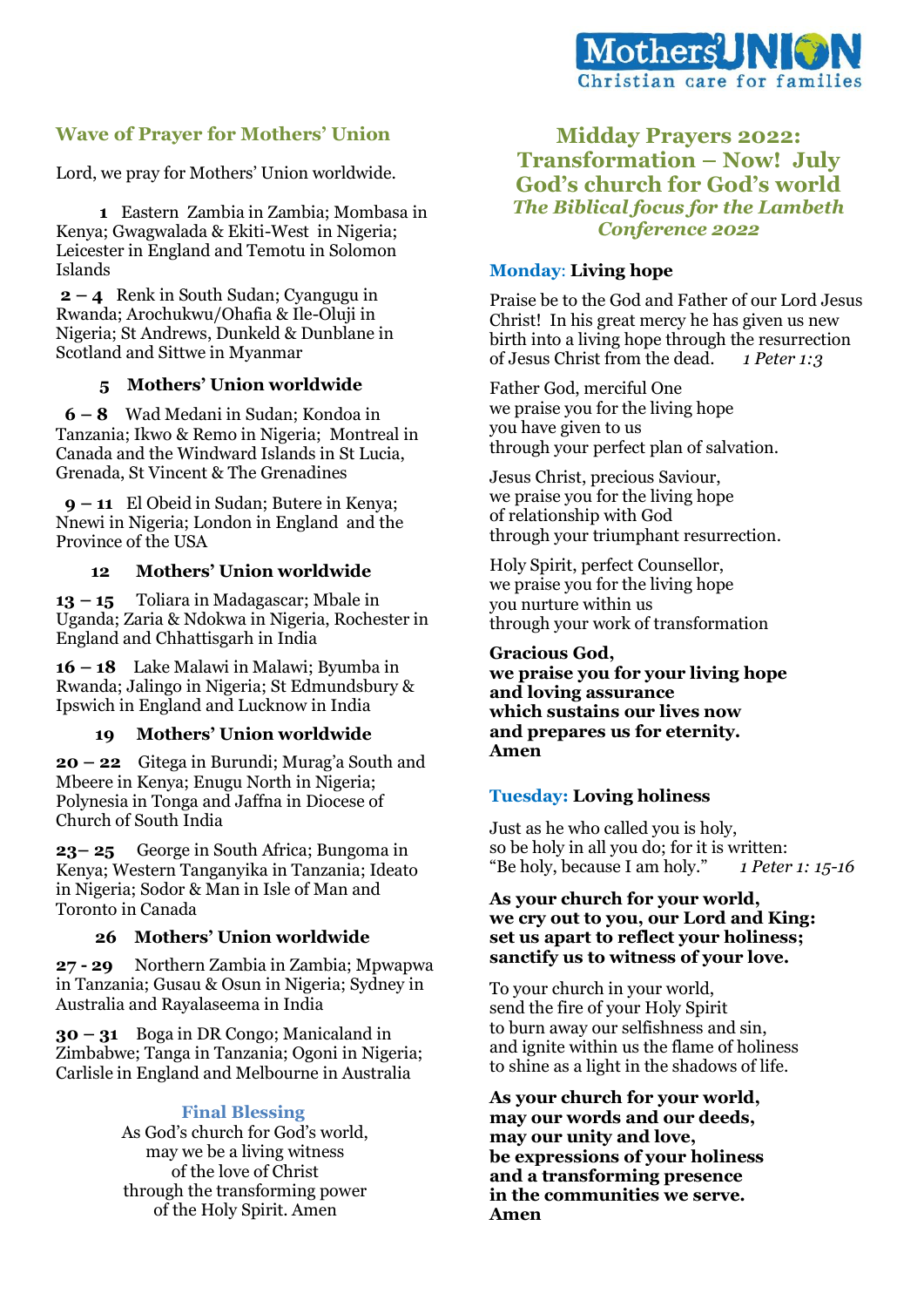Mothers' UNION
Christian care for families

## Wave of Prayer for Mothers' Union

Lord, we pray for Mothers' Union worldwide.

**1** Eastern Zambia in Zambia; Mombasa in Kenya; Gwagwalada & Ekiti-West in Nigeria; Leicester in England and Temotu in Solomon Islands

**2 – 4** Renk in South Sudan; Cyangugu in Rwanda; Arochukwu/Ohafia & Ile-Oluji in Nigeria; St Andrews, Dunkeld & Dunblane in Scotland and Sittwe in Myanmar

**5 Mothers' Union worldwide**

**6 – 8** Wad Medani in Sudan; Kondoa in Tanzania; Ikwo & Remo in Nigeria; Montreal in Canada and the Windward Islands in St Lucia, Grenada, St Vincent & The Grenadines

**9 – 11** El Obeid in Sudan; Butere in Kenya; Nnewi in Nigeria; London in England and the Province of the USA

**12 Mothers' Union worldwide**

**13 – 15** Toliara in Madagascar; Mbale in Uganda; Zaria & Ndokwa in Nigeria, Rochester in England and Chhattisgarh in India

**16 – 18** Lake Malawi in Malawi; Byumba in Rwanda; Jalingo in Nigeria; St Edmundsbury & Ipswich in England and Lucknow in India

**19 Mothers' Union worldwide**

**20 – 22** Gitega in Burundi; Murag'a South and Mbeere in Kenya; Enugu North in Nigeria; Polynesia in Tonga and Jaffna in Diocese of Church of South India

**23– 25** George in South Africa; Bungoma in Kenya; Western Tanganyika in Tanzania; Ideato in Nigeria; Sodor & Man in Isle of Man and Toronto in Canada

**26 Mothers' Union worldwide**

**27 - 29** Northern Zambia in Zambia; Mpwapwa in Tanzania; Gusau & Osun in Nigeria; Sydney in Australia and Rayalaseema in India

**30 – 31** Boga in DR Congo; Manicaland in Zimbabwe; Tanga in Tanzania; Ogoni in Nigeria; Carlisle in England and Melbourne in Australia

### Final Blessing

As God's church for God's world,
may we be a living witness
of the love of Christ
through the transforming power
of the Holy Spirit. Amen

# Midday Prayers 2022: Transformation – Now! July God's church for God's world

*The Biblical focus for the Lambeth Conference 2022*

### Monday: Living hope

Praise be to the God and Father of our Lord Jesus Christ! In his great mercy he has given us new birth into a living hope through the resurrection of Jesus Christ from the dead. *1 Peter 1:3*

Father God, merciful One
we praise you for the living hope
you have given to us
through your perfect plan of salvation.

Jesus Christ, precious Saviour,
we praise you for the living hope
of relationship with God
through your triumphant resurrection.

Holy Spirit, perfect Counsellor,
we praise you for the living hope
you nurture within us
through your work of transformation

**Gracious God,
we praise you for your living hope
and loving assurance
which sustains our lives now
and prepares us for eternity.
Amen**

### Tuesday: Loving holiness

Just as he who called you is holy,
so be holy in all you do; for it is written:
"Be holy, because I am holy." *1 Peter 1: 15-16*

**As your church for your world,
we cry out to you, our Lord and King:
set us apart to reflect your holiness;
sanctify us to witness of your love.**

To your church in your world,
send the fire of your Holy Spirit
to burn away our selfishness and sin,
and ignite within us the flame of holiness
to shine as a light in the shadows of life.

**As your church for your world,
may our words and our deeds,
may our unity and love,
be expressions of your holiness
and a transforming presence
in the communities we serve.
Amen**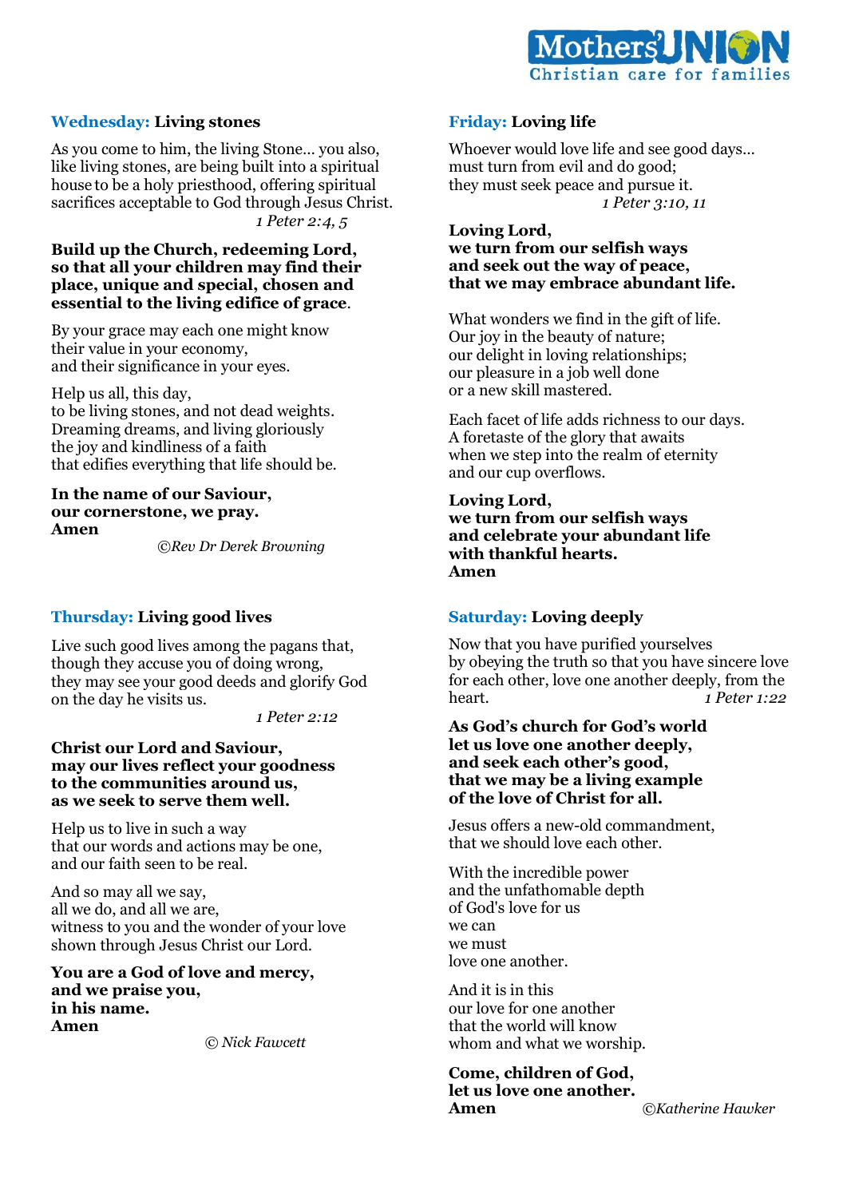## Wednesday: Living stones

As you come to him, the living Stone… you also, like living stones, are being built into a spiritual house to be a holy priesthood, offering spiritual sacrifices acceptable to God through Jesus Christ.
*1 Peter 2:4, 5*

**Build up the Church, redeeming Lord, so that all your children may find their place, unique and special, chosen and essential to the living edifice of grace**.

By your grace may each one might know
their value in your economy,
and their significance in your eyes.

Help us all, this day,
to be living stones, and not dead weights.
Dreaming dreams, and living gloriously
the joy and kindliness of a faith
that edifies everything that life should be.

**In the name of our Saviour,**
**our cornerstone, we pray.**
**Amen**

*©Rev Dr Derek Browning*

## Thursday: Living good lives

Live such good lives among the pagans that, though they accuse you of doing wrong, they may see your good deeds and glorify God on the day he visits us.
*1 Peter 2:12*

**Christ our Lord and Saviour,**
**may our lives reflect your goodness**
**to the communities around us,**
**as we seek to serve them well.**

Help us to live in such a way
that our words and actions may be one,
and our faith seen to be real.

And so may all we say,
all we do, and all we are,
witness to you and the wonder of your love
shown through Jesus Christ our Lord.

**You are a God of love and mercy,**
**and we praise you,**
**in his name.**
**Amen**

*© Nick Fawcett*

## Friday: Loving life

Whoever would love life and see good days…
must turn from evil and do good;
they must seek peace and pursue it.
*1 Peter 3:10, 11*

**Loving Lord,**
**we turn from our selfish ways**
**and seek out the way of peace,**
**that we may embrace abundant life.**

What wonders we find in the gift of life.
Our joy in the beauty of nature;
our delight in loving relationships;
our pleasure in a job well done
or a new skill mastered.

Each facet of life adds richness to our days.
A foretaste of the glory that awaits
when we step into the realm of eternity
and our cup overflows.

**Loving Lord,**
**we turn from our selfish ways**
**and celebrate your abundant life**
**with thankful hearts.**
**Amen**

## Saturday: Loving deeply

Now that you have purified yourselves by obeying the truth so that you have sincere love for each other, love one another deeply, from the heart.
*1 Peter 1:22*

**As God's church for God's world**
**let us love one another deeply,**
**and seek each other's good,**
**that we may be a living example**
**of the love of Christ for all.**

Jesus offers a new-old commandment,
that we should love each other.

With the incredible power
and the unfathomable depth
of God's love for us
we can
we must
love one another.

And it is in this
our love for one another
that the world will know
whom and what we worship.

**Come, children of God,**
**let us love one another.**
**Amen**

*©Katherine Hawker*